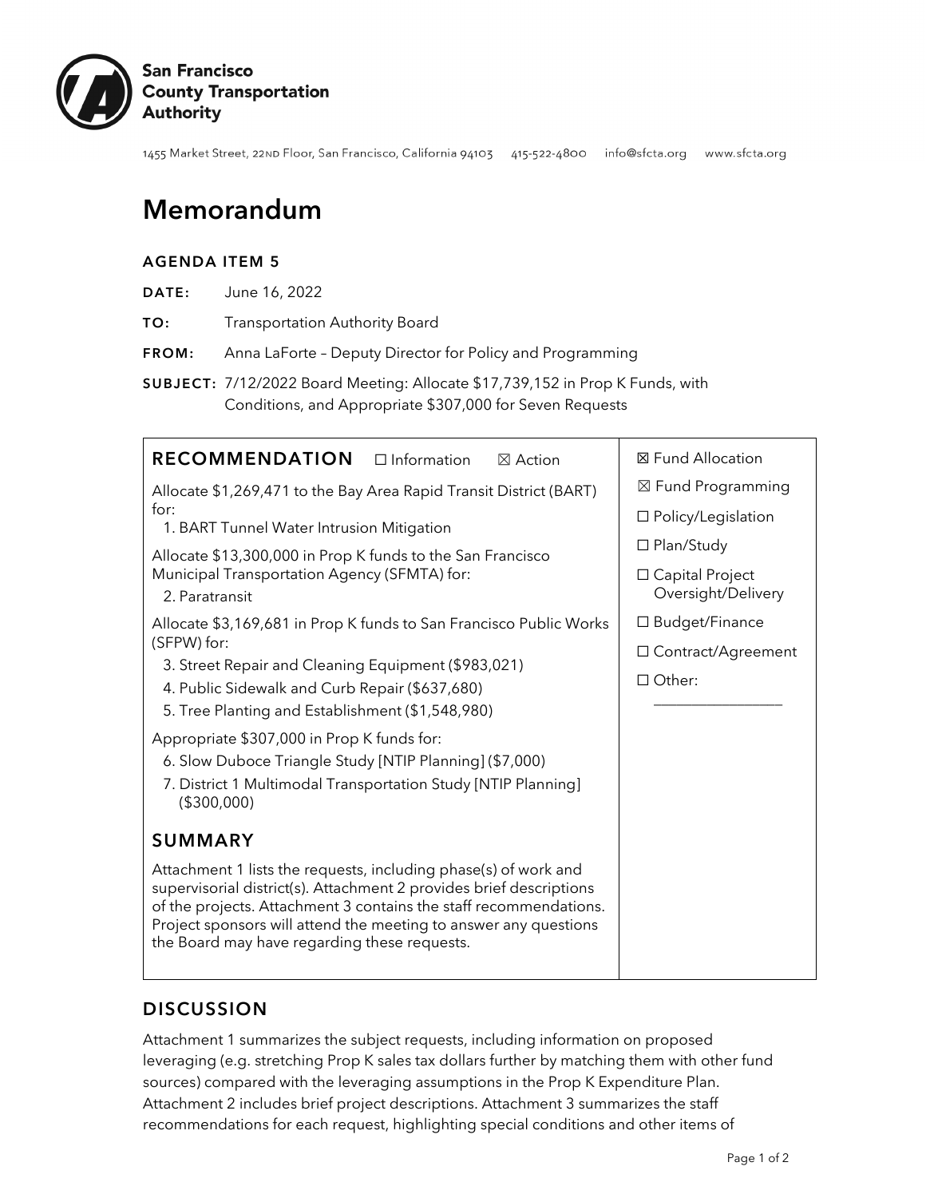**San Francisco County Transportation Authority**

1455 Market Street, 22ND Floor, San Francisco, California 94103 415-522-4800 info@sfcta.org www.sfcta.org

# Memorandum

**AGENDA ITEM 5**

**DATE:** June 16, 2022

**TO:** Transportation Authority Board

**FROM:** Anna LaForte – Deputy Director for Policy and Programming

**SUBJECT:** 7/12/2022 Board Meeting: Allocate $17,739,152 in Prop K Funds, with Conditions, and Appropriate $307,000 for Seven Requests

## RECOMMENDATION ☐ Information ☒ Action

Allocate $1,269,471 to the Bay Area Rapid Transit District (BART) for:

1. BART Tunnel Water Intrusion Mitigation

Allocate $13,300,000 in Prop K funds to the San Francisco Municipal Transportation Agency (SFMTA) for:

2. Paratransit

Allocate $3,169,681 in Prop K funds to San Francisco Public Works (SFPW) for:

3. Street Repair and Cleaning Equipment ($983,021)
4. Public Sidewalk and Curb Repair ($637,680)
5. Tree Planting and Establishment ($1,548,980)

Appropriate $307,000 in Prop K funds for:

6. Slow Duboce Triangle Study [NTIP Planning] ($7,000)
7. District 1 Multimodal Transportation Study [NTIP Planning] ($300,000)

## SUMMARY

Attachment 1 lists the requests, including phase(s) of work and supervisorial district(s). Attachment 2 provides brief descriptions of the projects. Attachment 3 contains the staff recommendations. Project sponsors will attend the meeting to answer any questions the Board may have regarding these requests.

- ☒ Fund Allocation
- ☒ Fund Programming
- ☐ Policy/Legislation
- ☐ Plan/Study
- ☐ Capital Project Oversight/Delivery
- ☐ Budget/Finance
- ☐ Contract/Agreement
- ☐ Other: ___________

## DISCUSSION

Attachment 1 summarizes the subject requests, including information on proposed leveraging (e.g. stretching Prop K sales tax dollars further by matching them with other fund sources) compared with the leveraging assumptions in the Prop K Expenditure Plan. Attachment 2 includes brief project descriptions. Attachment 3 summarizes the staff recommendations for each request, highlighting special conditions and other items of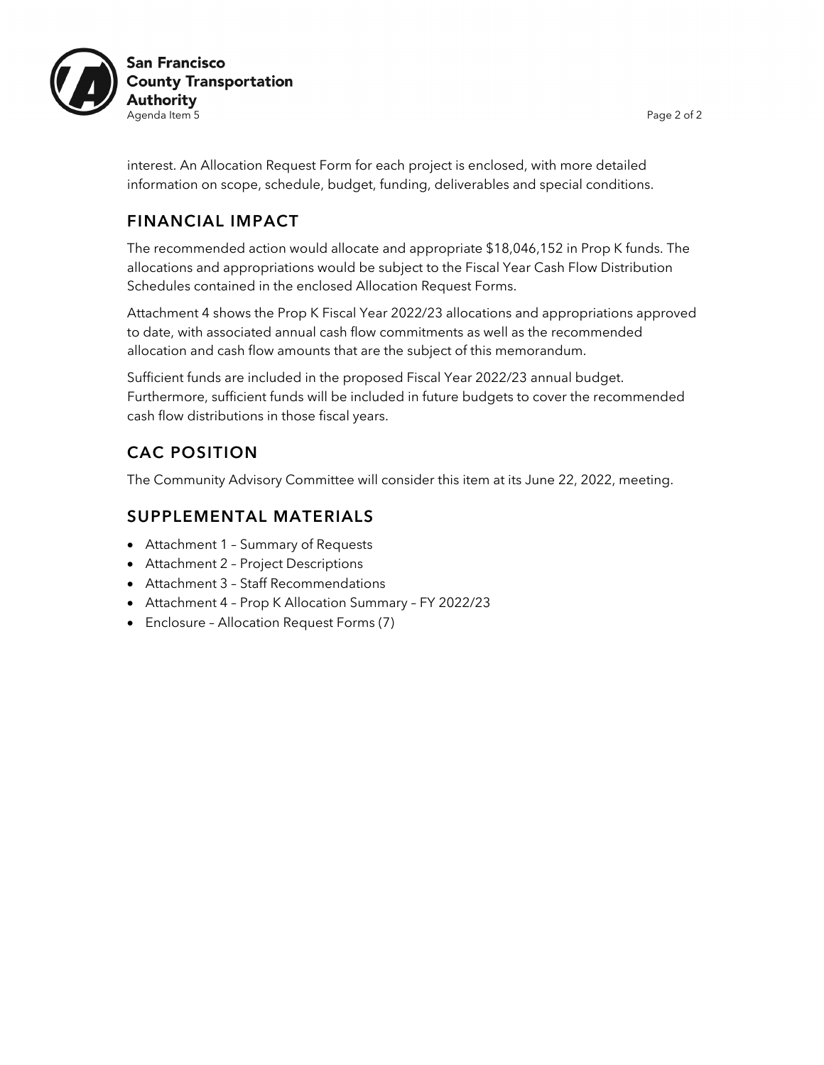interest. An Allocation Request Form for each project is enclosed, with more detailed information on scope, schedule, budget, funding, deliverables and special conditions.

## FINANCIAL IMPACT

The recommended action would allocate and appropriate $18,046,152 in Prop K funds. The allocations and appropriations would be subject to the Fiscal Year Cash Flow Distribution Schedules contained in the enclosed Allocation Request Forms.

Attachment 4 shows the Prop K Fiscal Year 2022/23 allocations and appropriations approved to date, with associated annual cash flow commitments as well as the recommended allocation and cash flow amounts that are the subject of this memorandum.

Sufficient funds are included in the proposed Fiscal Year 2022/23 annual budget. Furthermore, sufficient funds will be included in future budgets to cover the recommended cash flow distributions in those fiscal years.

## CAC POSITION

The Community Advisory Committee will consider this item at its June 22, 2022, meeting.

## SUPPLEMENTAL MATERIALS

- Attachment 1 – Summary of Requests
- Attachment 2 – Project Descriptions
- Attachment 3 – Staff Recommendations
- Attachment 4 – Prop K Allocation Summary – FY 2022/23
- Enclosure – Allocation Request Forms (7)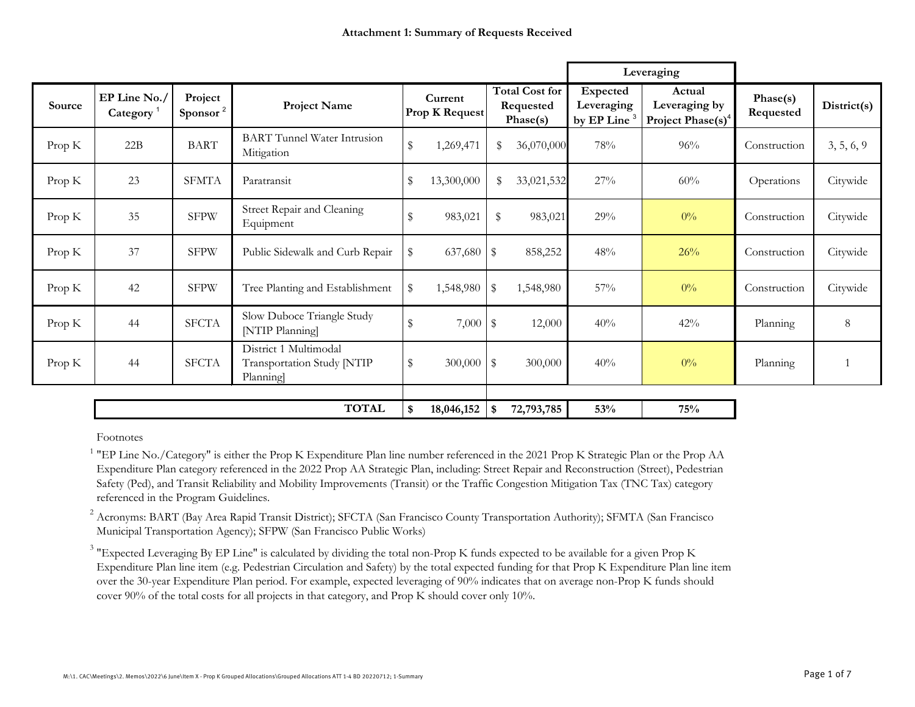**Attachment 1: Summary of Requests Received**

| Source | EP Line No./ Category [1] | Project Sponsor [2] | Project Name | Current Prop K Request | Total Cost for Requested Phase(s) | Leveraging: Expected Leveraging by EP Line [3] | Leveraging: Actual Leveraging by Project Phase(s)[4] | Phase(s) Requested | District(s) |
|---|---|---|---|---|---|---|---|---|---|
| Prop K | 22B | BART | BART Tunnel Water Intrusion Mitigation | $ 1,269,471 | $ 36,070,000 | 78% | 96% | Construction | 3, 5, 6, 9 |
| Prop K | 23 | SFMTA | Paratransit | $ 13,300,000 | $ 33,021,532 | 27% | 60% | Operations | Citywide |
| Prop K | 35 | SFPW | Street Repair and Cleaning Equipment | $ 983,021 | $ 983,021 | 29% | 0% | Construction | Citywide |
| Prop K | 37 | SFPW | Public Sidewalk and Curb Repair | $ 637,680 | $ 858,252 | 48% | 26% | Construction | Citywide |
| Prop K | 42 | SFPW | Tree Planting and Establishment | $ 1,548,980 | $ 1,548,980 | 57% | 0% | Construction | Citywide |
| Prop K | 44 | SFCTA | Slow Duboce Triangle Study [NTIP Planning] | $ 7,000 | $ 12,000 | 40% | 42% | Planning | 8 |
| Prop K | 44 | SFCTA | District 1 Multimodal Transportation Study [NTIP Planning] | $ 300,000 | $ 300,000 | 40% | 0% | Planning | 1 |
| | | | **TOTAL** | **$ 18,046,152** | **$ 72,793,785** | **53%** | **75%** | | |

Footnotes

[1] "EP Line No./Category" is either the Prop K Expenditure Plan line number referenced in the 2021 Prop K Strategic Plan or the Prop AA Expenditure Plan category referenced in the 2022 Prop AA Strategic Plan, including: Street Repair and Reconstruction (Street), Pedestrian Safety (Ped), and Transit Reliability and Mobility Improvements (Transit) or the Traffic Congestion Mitigation Tax (TNC Tax) category referenced in the Program Guidelines.

[2] Acronyms: BART (Bay Area Rapid Transit District); SFCTA (San Francisco County Transportation Authority); SFMTA (San Francisco Municipal Transportation Agency); SFPW (San Francisco Public Works)

[3] "Expected Leveraging By EP Line" is calculated by dividing the total non-Prop K funds expected to be available for a given Prop K Expenditure Plan line item (e.g. Pedestrian Circulation and Safety) by the total expected funding for that Prop K Expenditure Plan line item over the 30-year Expenditure Plan period. For example, expected leveraging of 90% indicates that on average non-Prop K funds should cover 90% of the total costs for all projects in that category, and Prop K should cover only 10%.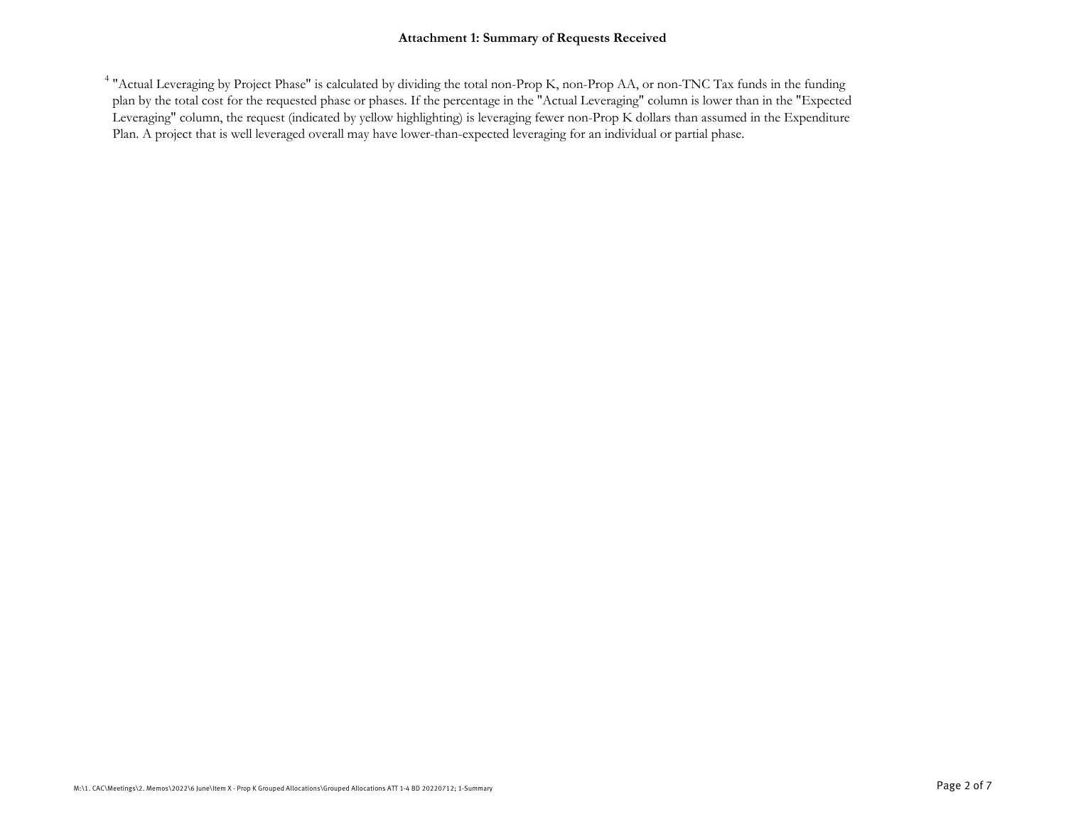**Attachment 1: Summary of Requests Received**

[4] "Actual Leveraging by Project Phase" is calculated by dividing the total non-Prop K, non-Prop AA, or non-TNC Tax funds in the funding plan by the total cost for the requested phase or phases. If the percentage in the "Actual Leveraging" column is lower than in the "Expected Leveraging" column, the request (indicated by yellow highlighting) is leveraging fewer non-Prop K dollars than assumed in the Expenditure Plan. A project that is well leveraged overall may have lower-than-expected leveraging for an individual or partial phase.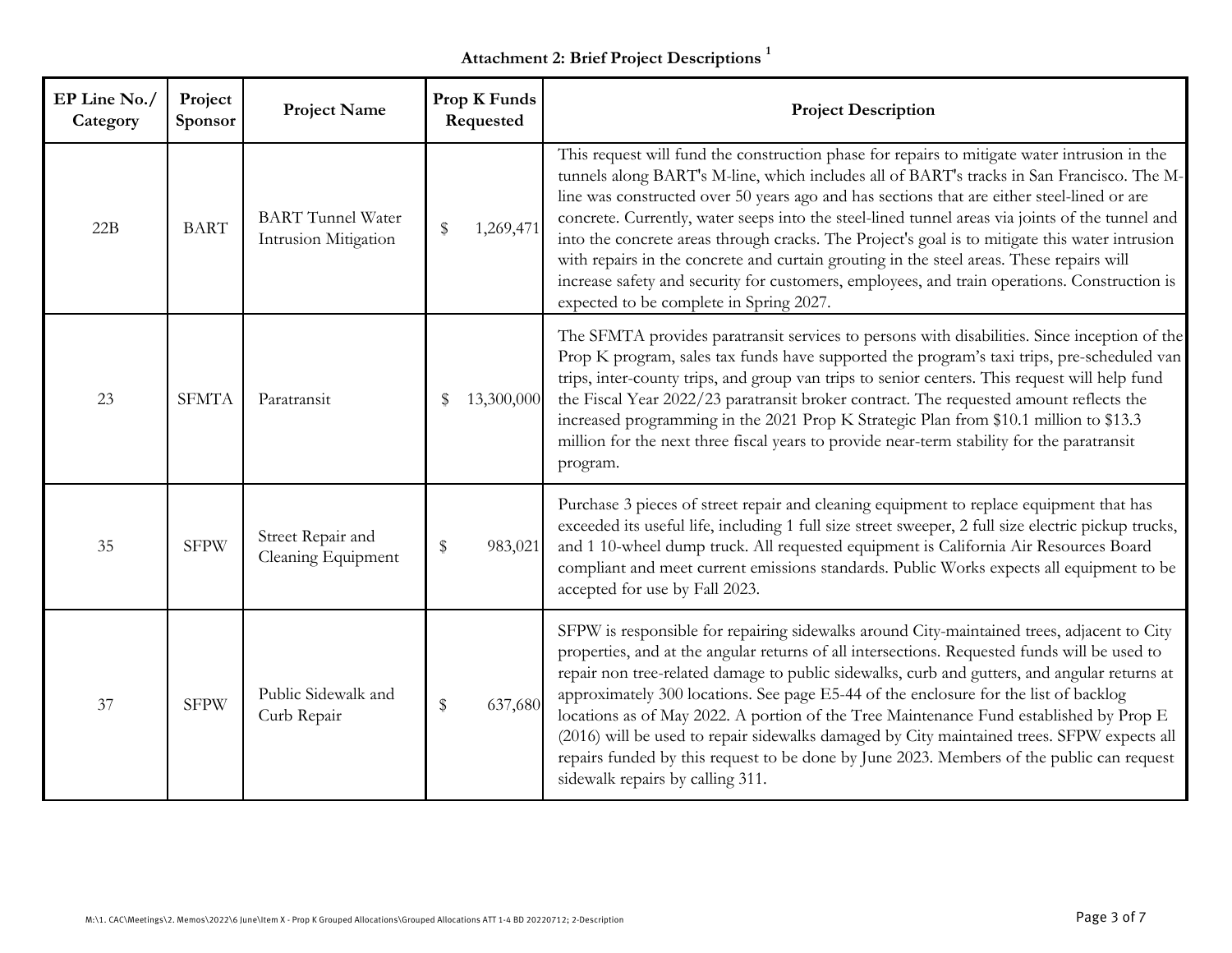**Attachment 2: Brief Project Descriptions [1]**

| EP Line No./ Category | Project Sponsor | Project Name | Prop K Funds Requested | Project Description |
|---|---|---|---|---|
| 22B | BART | BART Tunnel Water Intrusion Mitigation | $ 1,269,471 | This request will fund the construction phase for repairs to mitigate water intrusion in the tunnels along BART's M-line, which includes all of BART's tracks in San Francisco. The M-line was constructed over 50 years ago and has sections that are either steel-lined or are concrete. Currently, water seeps into the steel-lined tunnel areas via joints of the tunnel and into the concrete areas through cracks. The Project's goal is to mitigate this water intrusion with repairs in the concrete and curtain grouting in the steel areas. These repairs will increase safety and security for customers, employees, and train operations. Construction is expected to be complete in Spring 2027. |
| 23 | SFMTA | Paratransit | $ 13,300,000 | The SFMTA provides paratransit services to persons with disabilities. Since inception of the Prop K program, sales tax funds have supported the program's taxi trips, pre-scheduled van trips, inter-county trips, and group van trips to senior centers. This request will help fund the Fiscal Year 2022/23 paratransit broker contract. The requested amount reflects the increased programming in the 2021 Prop K Strategic Plan from $10.1 million to $13.3 million for the next three fiscal years to provide near-term stability for the paratransit program. |
| 35 | SFPW | Street Repair and Cleaning Equipment | $ 983,021 | Purchase 3 pieces of street repair and cleaning equipment to replace equipment that has exceeded its useful life, including 1 full size street sweeper, 2 full size electric pickup trucks, and 1 10-wheel dump truck. All requested equipment is California Air Resources Board compliant and meet current emissions standards. Public Works expects all equipment to be accepted for use by Fall 2023. |
| 37 | SFPW | Public Sidewalk and Curb Repair | $ 637,680 | SFPW is responsible for repairing sidewalks around City-maintained trees, adjacent to City properties, and at the angular returns of all intersections. Requested funds will be used to repair non tree-related damage to public sidewalks, curb and gutters, and angular returns at approximately 300 locations. See page E5-44 of the enclosure for the list of backlog locations as of May 2022. A portion of the Tree Maintenance Fund established by Prop E (2016) will be used to repair sidewalks damaged by City maintained trees. SFPW expects all repairs funded by this request to be done by June 2023. Members of the public can request sidewalk repairs by calling 311. |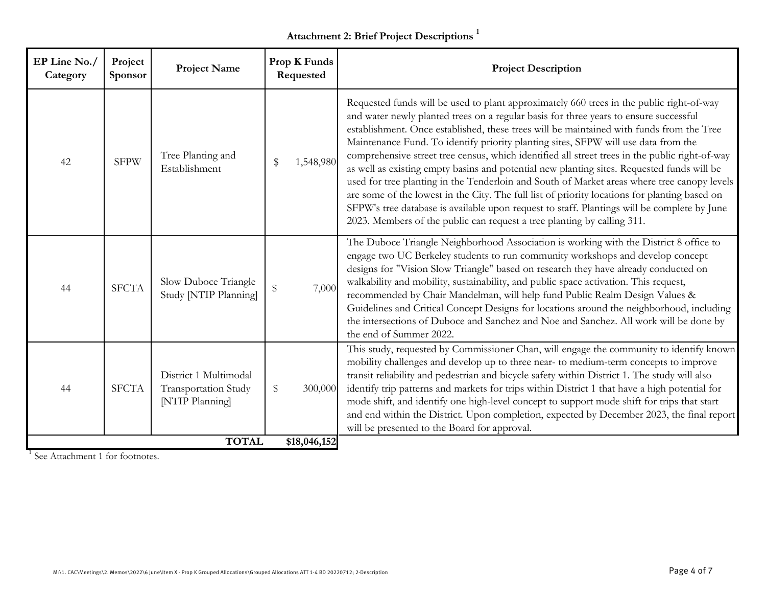**Attachment 2: Brief Project Descriptions [1]**

| EP Line No./ Category | Project Sponsor | Project Name | Prop K Funds Requested | Project Description |
|---|---|---|---|---|
| 42 | SFPW | Tree Planting and Establishment | $ 1,548,980 | Requested funds will be used to plant approximately 660 trees in the public right-of-way and water newly planted trees on a regular basis for three years to ensure successful establishment. Once established, these trees will be maintained with funds from the Tree Maintenance Fund. To identify priority planting sites, SFPW will use data from the comprehensive street tree census, which identified all street trees in the public right-of-way as well as existing empty basins and potential new planting sites. Requested funds will be used for tree planting in the Tenderloin and South of Market areas where tree canopy levels are some of the lowest in the City. The full list of priority locations for planting based on SFPW's tree database is available upon request to staff. Plantings will be complete by June 2023. Members of the public can request a tree planting by calling 311. |
| 44 | SFCTA | Slow Duboce Triangle Study [NTIP Planning] | $ 7,000 | The Duboce Triangle Neighborhood Association is working with the District 8 office to engage two UC Berkeley students to run community workshops and develop concept designs for "Vision Slow Triangle" based on research they have already conducted on walkability and mobility, sustainability, and public space activation. This request, recommended by Chair Mandelman, will help fund Public Realm Design Values & Guidelines and Critical Concept Designs for locations around the neighborhood, including the intersections of Duboce and Sanchez and Noe and Sanchez. All work will be done by the end of Summer 2022. |
| 44 | SFCTA | District 1 Multimodal Transportation Study [NTIP Planning] | $ 300,000 | This study, requested by Commissioner Chan, will engage the community to identify known mobility challenges and develop up to three near- to medium-term concepts to improve transit reliability and pedestrian and bicycle safety within District 1. The study will also identify trip patterns and markets for trips within District 1 that have a high potential for mode shift, and identify one high-level concept to support mode shift for trips that start and end within the District. Upon completion, expected by December 2023, the final report will be presented to the Board for approval. |
| | | **TOTAL** | **$18,046,152** | |

[1] See Attachment 1 for footnotes.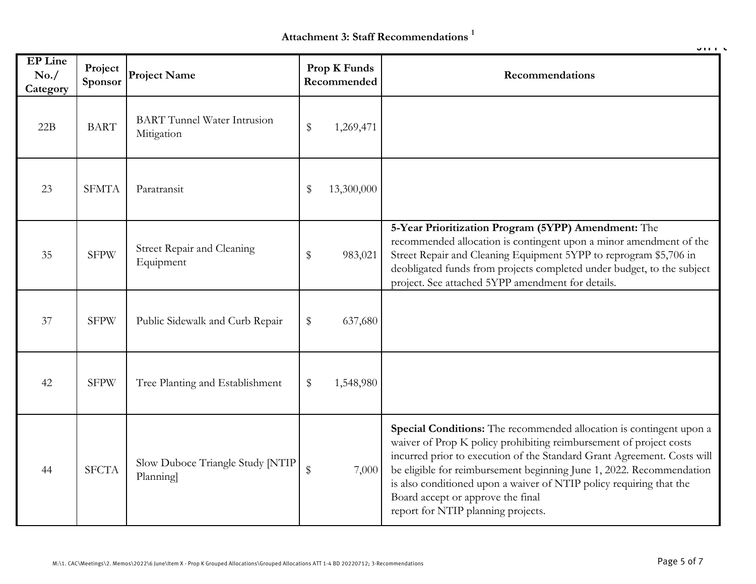# Attachment 3: Staff Recommendations [1]

| EP Line No./ Category | Project Sponsor | Project Name | Prop K Funds Recommended | Recommendations |
|---|---|---|---|---|
| 22B | BART | BART Tunnel Water Intrusion Mitigation | $ 1,269,471 | |
| 23 | SFMTA | Paratransit | $ 13,300,000 | |
| 35 | SFPW | Street Repair and Cleaning Equipment | $ 983,021 | **5-Year Prioritization Program (5YPP) Amendment:** The recommended allocation is contingent upon a minor amendment of the Street Repair and Cleaning Equipment 5YPP to reprogram $5,706 in deobligated funds from projects completed under budget, to the subject project. See attached 5YPP amendment for details. |
| 37 | SFPW | Public Sidewalk and Curb Repair | $ 637,680 | |
| 42 | SFPW | Tree Planting and Establishment | $ 1,548,980 | |
| 44 | SFCTA | Slow Duboce Triangle Study [NTIP Planning] | $ 7,000 | **Special Conditions:** The recommended allocation is contingent upon a waiver of Prop K policy prohibiting reimbursement of project costs incurred prior to execution of the Standard Grant Agreement. Costs will be eligible for reimbursement beginning June 1, 2022. Recommendation is also conditioned upon a waiver of NTIP policy requiring that the Board accept or approve the final report for NTIP planning projects. |

M:\1. CAC\Meetings\2. Memos\2022\6 June\Item X - Prop K Grouped Allocations\Grouped Allocations ATT 1-4 BD 20220712; 3-Recommendations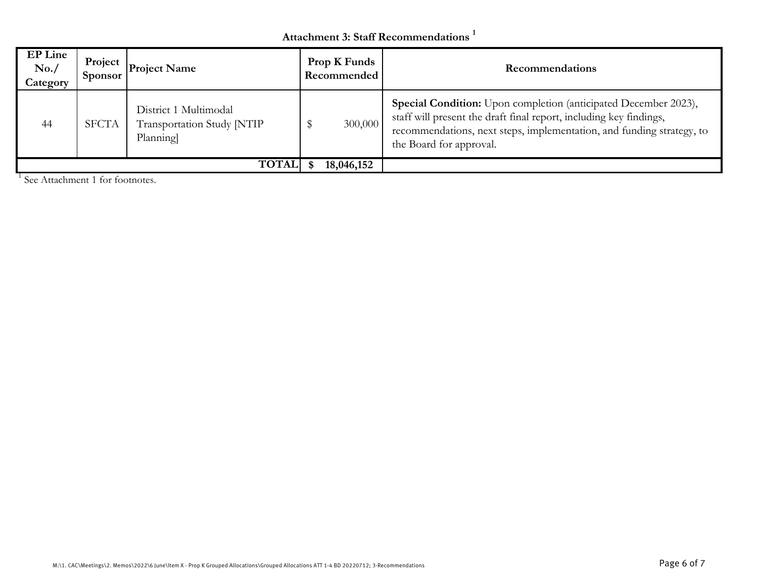### Attachment 3: Staff Recommendations [1]

| EP Line No./ Category | Project Sponsor | Project Name | Prop K Funds Recommended | Recommendations |
|---|---|---|---|---|
| 44 | SFCTA | District 1 Multimodal Transportation Study [NTIP Planning] | $ 300,000 | **Special Condition:** Upon completion (anticipated December 2023), staff will present the draft final report, including key findings, recommendations, next steps, implementation, and funding strategy, to the Board for approval. |
| | | **TOTAL** | **$ 18,046,152** | |

[1] See Attachment 1 for footnotes.

M:\1. CAC\Meetings\2. Memos\2022\6 June\Item X - Prop K Grouped Allocations\Grouped Allocations ATT 1-4 BD 20220712; 3-Recommendations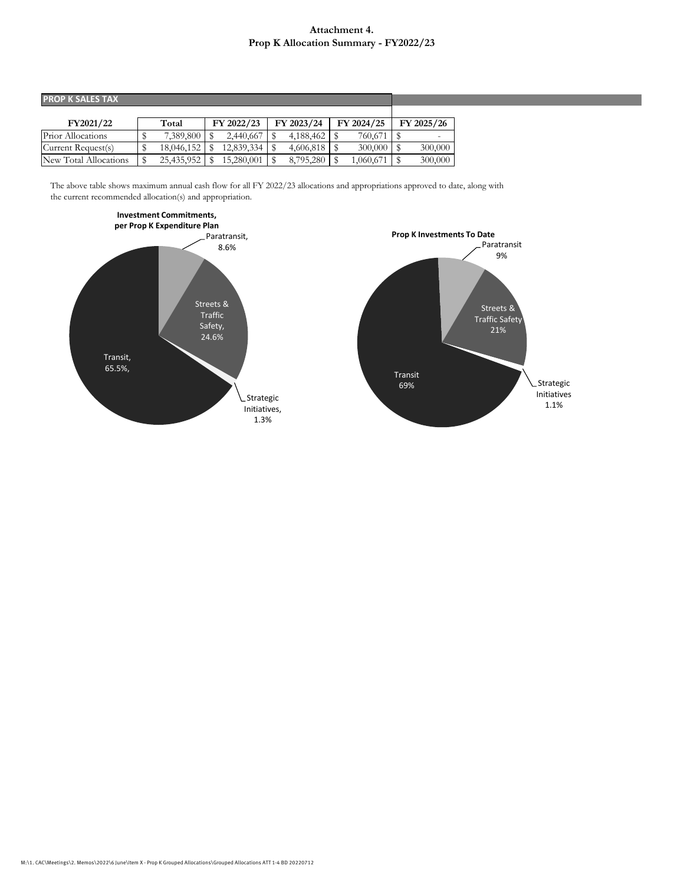# Attachment 4.
# Prop K Allocation Summary - FY2022/23

**PROP K SALES TAX**

| FY2021/22 | Total | FY 2022/23 | FY 2023/24 | FY 2024/25 | FY 2025/26 |
|---|---|---|---|---|---|
| Prior Allocations | $ 7,389,800 | $ 2,440,667 | $ 4,188,462 | $ 760,671 | $ - |
| Current Request(s) | $ 18,046,152 | $ 12,839,334 | $ 4,606,818 | $ 300,000 | $ 300,000 |
| New Total Allocations | $ 25,435,952 | $ 15,280,001 | $ 8,795,280 | $ 1,060,671 | $ 300,000 |

The above table shows maximum annual cash flow for all FY 2022/23 allocations and appropriations approved to date, along with the current recommended allocation(s) and appropriation.

**Investment Commitments, per Prop K Expenditure Plan**

Paratransit, 8.6%

Streets & Traffic Safety, 24.6%

Strategic Initiatives, 1.3%

Transit, 65.5%,

**Prop K Investments To Date**

Paratransit 9%

Streets & Traffic Safety 21%

Strategic Initiatives 1.1%

Transit 69%